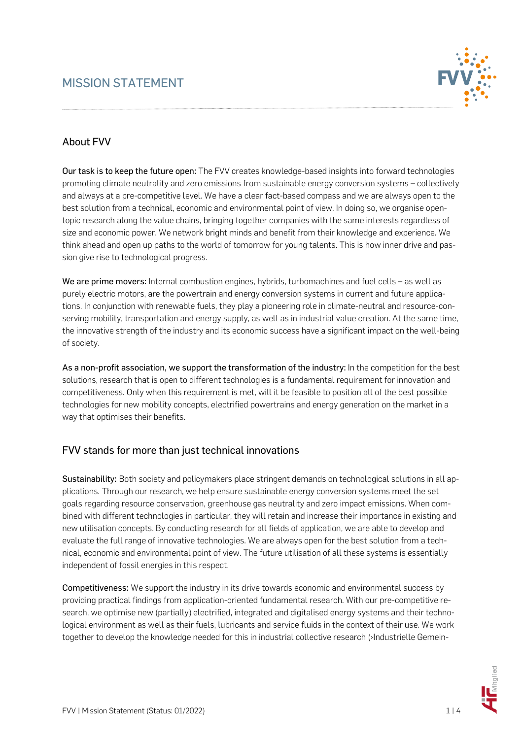# MISSION STATEMENT

## About FVV

**Our task is to keep the future open:** The FVV creates knowledge-based insights into forward technologies promoting climate neutrality and zero emissions from sustainable energy conversion systems – collectively and always at a pre-competitive level. We have a clear fact-based compass and we are always open to the best solution from a technical, economic and environmental point of view. In doing so, we organise open-topic research along the value chains, bringing together companies with the same interests regardless of size and economic power. We network bright minds and benefit from their knowledge and experience. We think ahead and open up paths to the world of tomorrow for young talents. This is how inner drive and passion give rise to technological progress.

**We are prime movers:** Internal combustion engines, hybrids, turbomachines and fuel cells – as well as purely electric motors, are the powertrain and energy conversion systems in current and future applications. In conjunction with renewable fuels, they play a pioneering role in climate-neutral and resource-conserving mobility, transportation and energy supply, as well as in industrial value creation. At the same time, the innovative strength of the industry and its economic success have a significant impact on the well-being of society.

**As a non-profit association, we support the transformation of the industry:** In the competition for the best solutions, research that is open to different technologies is a fundamental requirement for innovation and competitiveness. Only when this requirement is met, will it be feasible to position all of the best possible technologies for new mobility concepts, electrified powertrains and energy generation on the market in a way that optimises their benefits.

## FVV stands for more than just technical innovations

**Sustainability:** Both society and policymakers place stringent demands on technological solutions in all applications. Through our research, we help ensure sustainable energy conversion systems meet the set goals regarding resource conservation, greenhouse gas neutrality and zero impact emissions. When combined with different technologies in particular, they will retain and increase their importance in existing and new utilisation concepts. By conducting research for all fields of application, we are able to develop and evaluate the full range of innovative technologies. We are always open for the best solution from a technical, economic and environmental point of view. The future utilisation of all these systems is essentially independent of fossil energies in this respect.

**Competitiveness:** We support the industry in its drive towards economic and environmental success by providing practical findings from application-oriented fundamental research. With our pre-competitive research, we optimise new (partially) electrified, integrated and digitalised energy systems and their technological environment as well as their fuels, lubricants and service fluids in the context of their use. We work together to develop the knowledge needed for this in industrial collective research (›Industrielle Gemein-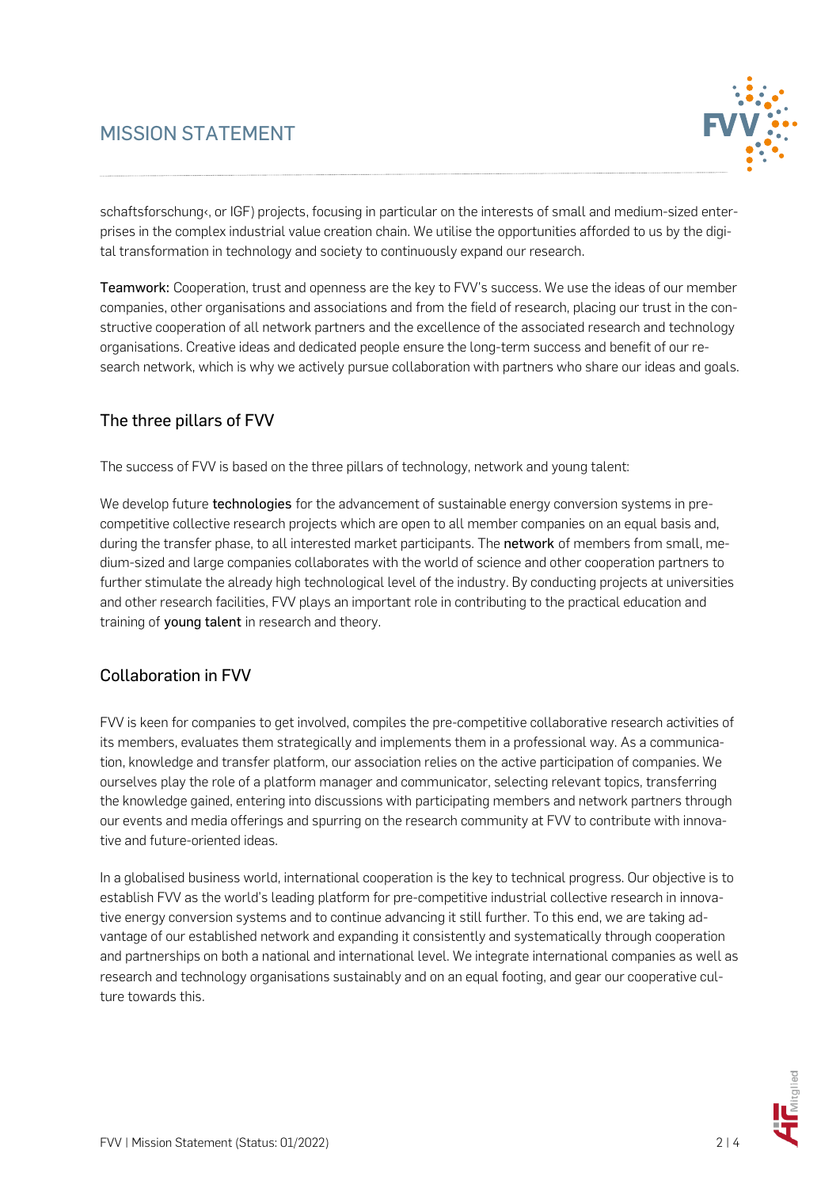schaftsforschung‹, or IGF) projects, focusing in particular on the interests of small and medium-sized enterprises in the complex industrial value creation chain. We utilise the opportunities afforded to us by the digital transformation in technology and society to continuously expand our research.

**Teamwork:** Cooperation, trust and openness are the key to FVV's success. We use the ideas of our member companies, other organisations and associations and from the field of research, placing our trust in the constructive cooperation of all network partners and the excellence of the associated research and technology organisations. Creative ideas and dedicated people ensure the long-term success and benefit of our research network, which is why we actively pursue collaboration with partners who share our ideas and goals.

## The three pillars of FVV

The success of FVV is based on the three pillars of technology, network and young talent:

We develop future **technologies** for the advancement of sustainable energy conversion systems in pre-competitive collective research projects which are open to all member companies on an equal basis and, during the transfer phase, to all interested market participants. The **network** of members from small, medium-sized and large companies collaborates with the world of science and other cooperation partners to further stimulate the already high technological level of the industry. By conducting projects at universities and other research facilities, FVV plays an important role in contributing to the practical education and training of **young talent** in research and theory.

## Collaboration in FVV

FVV is keen for companies to get involved, compiles the pre-competitive collaborative research activities of its members, evaluates them strategically and implements them in a professional way. As a communication, knowledge and transfer platform, our association relies on the active participation of companies. We ourselves play the role of a platform manager and communicator, selecting relevant topics, transferring the knowledge gained, entering into discussions with participating members and network partners through our events and media offerings and spurring on the research community at FVV to contribute with innovative and future-oriented ideas.

In a globalised business world, international cooperation is the key to technical progress. Our objective is to establish FVV as the world's leading platform for pre-competitive industrial collective research in innovative energy conversion systems and to continue advancing it still further. To this end, we are taking advantage of our established network and expanding it consistently and systematically through cooperation and partnerships on both a national and international level. We integrate international companies as well as research and technology organisations sustainably and on an equal footing, and gear our cooperative culture towards this.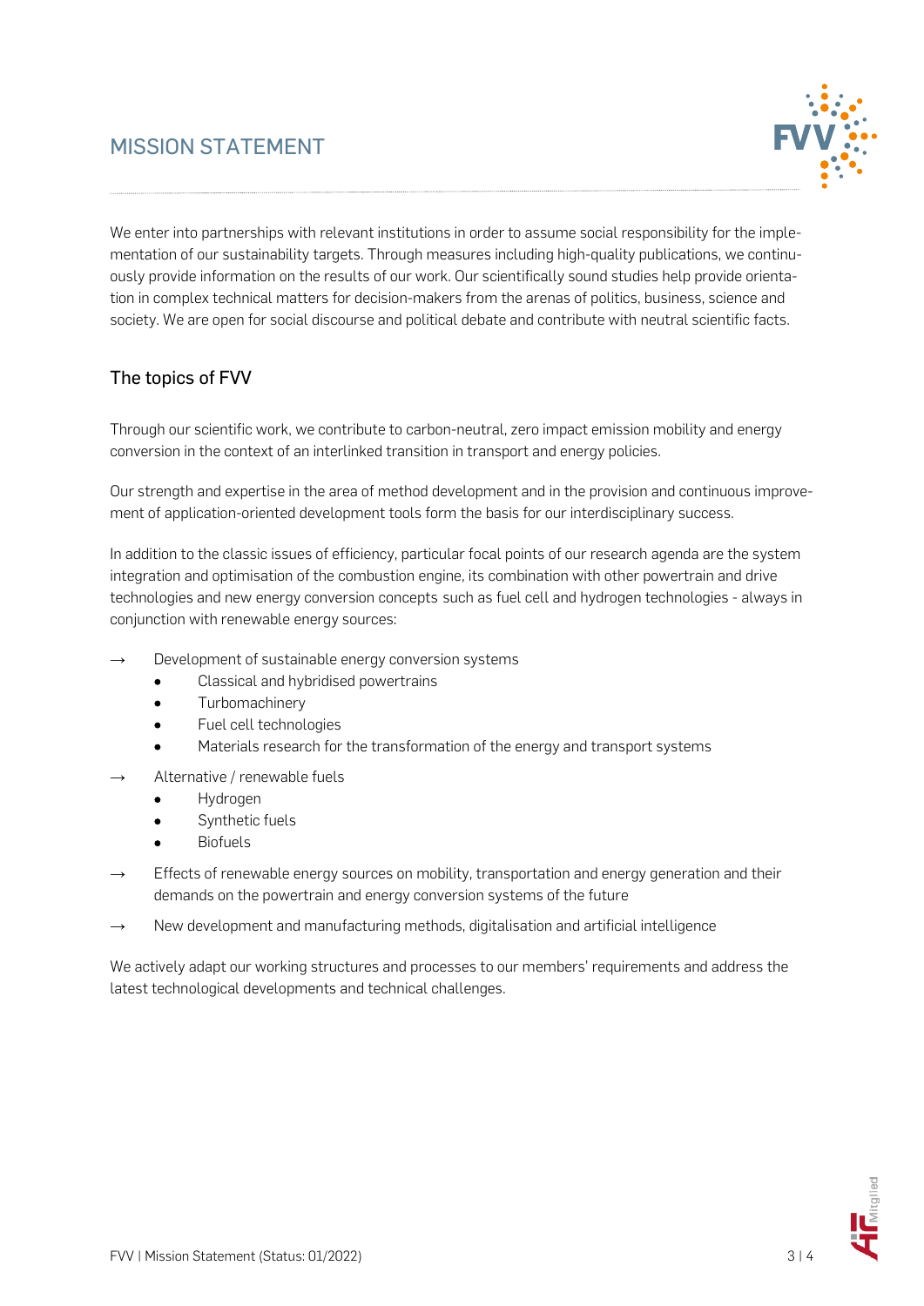# MISSION STATEMENT

We enter into partnerships with relevant institutions in order to assume social responsibility for the implementation of our sustainability targets. Through measures including high-quality publications, we continuously provide information on the results of our work. Our scientifically sound studies help provide orientation in complex technical matters for decision-makers from the arenas of politics, business, science and society. We are open for social discourse and political debate and contribute with neutral scientific facts.

## The topics of FVV

Through our scientific work, we contribute to carbon-neutral, zero impact emission mobility and energy conversion in the context of an interlinked transition in transport and energy policies.

Our strength and expertise in the area of method development and in the provision and continuous improvement of application-oriented development tools form the basis for our interdisciplinary success.

In addition to the classic issues of efficiency, particular focal points of our research agenda are the system integration and optimisation of the combustion engine, its combination with other powertrain and drive technologies and new energy conversion concepts such as fuel cell and hydrogen technologies - always in conjunction with renewable energy sources:

→ Development of sustainable energy conversion systems
- Classical and hybridised powertrains
- Turbomachinery
- Fuel cell technologies
- Materials research for the transformation of the energy and transport systems

→ Alternative / renewable fuels
- Hydrogen
- Synthetic fuels
- Biofuels

→ Effects of renewable energy sources on mobility, transportation and energy generation and their demands on the powertrain and energy conversion systems of the future

→ New development and manufacturing methods, digitalisation and artificial intelligence

We actively adapt our working structures and processes to our members' requirements and address the latest technological developments and technical challenges.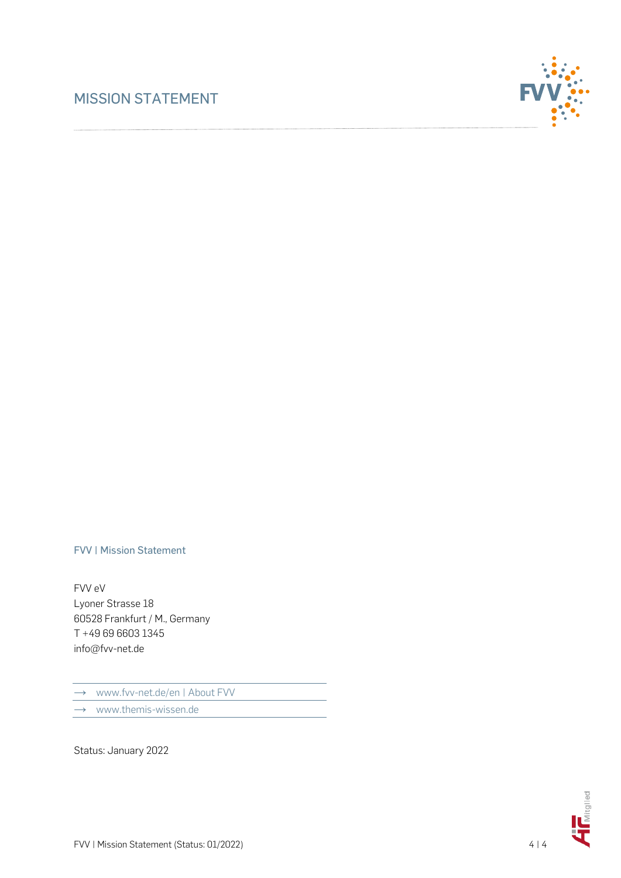FVV | Mission Statement

FVV eV
Lyoner Strasse 18
60528 Frankfurt / M., Germany
T +49 69 6603 1345
info@fvv-net.de

→ www.fvv-net.de/en | About FVV

→ www.themis-wissen.de

Status: January 2022